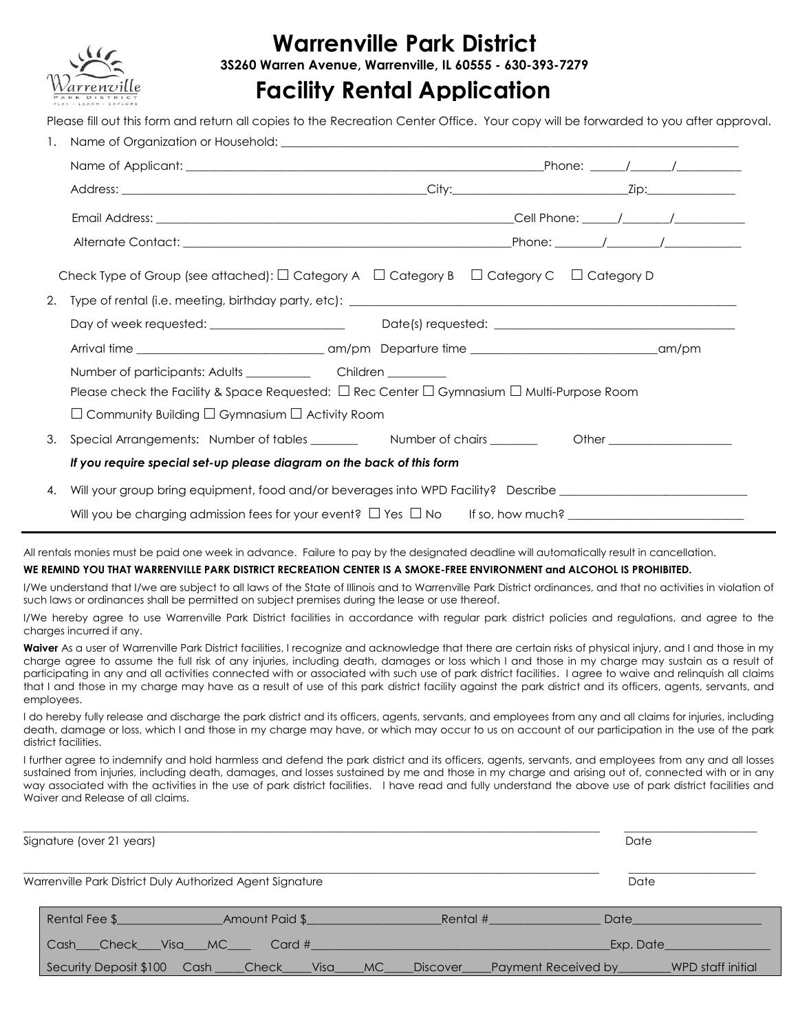# Warrenville Park District

**3S260 Warren Avenue, Warrenville, IL 60555 - 630-393-7279**

# Facility Rental Application

Please fill out this form and return all copies to the Recreation Center Office. Your copy will be forwarded to you after approval.

1. Name of Organization or Household: ______________________________

   Name of Applicant: ______________________________ Phone: _____/______/__________

   Address: ______________________________ City: ______________________ Zip: ____________

   Email Address: ______________________________ Cell Phone: _____/______/__________

   Alternate Contact: ______________________________ Phone: _____/______/__________

   Check Type of Group (see attached): ☐ Category A ☐ Category B ☐ Category C ☐ Category D

2. Type of rental (i.e. meeting, birthday party, etc): ______________________________

   Day of week requested: ____________________ Date(s) requested: ______________________________

   Arrival time ______________________ am/pm Departure time ______________________ am/pm

   Number of participants: Adults __________ Children _________

   Please check the Facility & Space Requested: ☐ Rec Center ☐ Gymnasium ☐ Multi-Purpose Room

   ☐ Community Building ☐ Gymnasium ☐ Activity Room

3. Special Arrangements: Number of tables _______ Number of chairs _______ Other __________________

   ***If you require special set-up please diagram on the back of this form***

4. Will your group bring equipment, food and/or beverages into WPD Facility? Describe ______________________________

   Will you be charging admission fees for your event? ☐ Yes ☐ No If so, how much? __________________________

---

All rentals monies must be paid one week in advance. Failure to pay by the designated deadline will automatically result in cancellation.

**WE REMIND YOU THAT WARRENVILLE PARK DISTRICT RECREATION CENTER IS A SMOKE-FREE ENVIRONMENT and ALCOHOL IS PROHIBITED.**

I/We understand that I/we are subject to all laws of the State of Illinois and to Warrenville Park District ordinances, and that no activities in violation of such laws or ordinances shall be permitted on subject premises during the lease or use thereof.

I/We hereby agree to use Warrenville Park District facilities in accordance with regular park district policies and regulations, and agree to the charges incurred if any.

**Waiver** As a user of Warrenville Park District facilities, I recognize and acknowledge that there are certain risks of physical injury, and I and those in my charge agree to assume the full risk of any injuries, including death, damages or loss which I and those in my charge may sustain as a result of participating in any and all activities connected with or associated with such use of park district facilities. I agree to waive and relinquish all claims that I and those in my charge may have as a result of use of this park district facility against the park district and its officers, agents, servants, and employees.

I do hereby fully release and discharge the park district and its officers, agents, servants, and employees from any and all claims for injuries, including death, damage or loss, which I and those in my charge may have, or which may occur to us on account of our participation in the use of the park district facilities.

I further agree to indemnify and hold harmless and defend the park district and its officers, agents, servants, and employees from any and all losses sustained from injuries, including death, damages, and losses sustained by me and those in my charge and arising out of, connected with or in any way associated with the activities in the use of park district facilities. I have read and fully understand the above use of park district facilities and Waiver and Release of all claims.

______________________________________________ ____________________

Signature (over 21 years) Date

______________________________________________ ____________________

Warrenville Park District Duly Authorized Agent Signature Date

Rental Fee $______________ Amount Paid $__________________ Rental #______________ Date__________________

Cash___Check___Visa___MC____ Card #______________________________________ Exp. Date______________

Security Deposit $100 Cash _____Check_____Visa_____MC_____Discover_____Payment Received by________WPD staff initial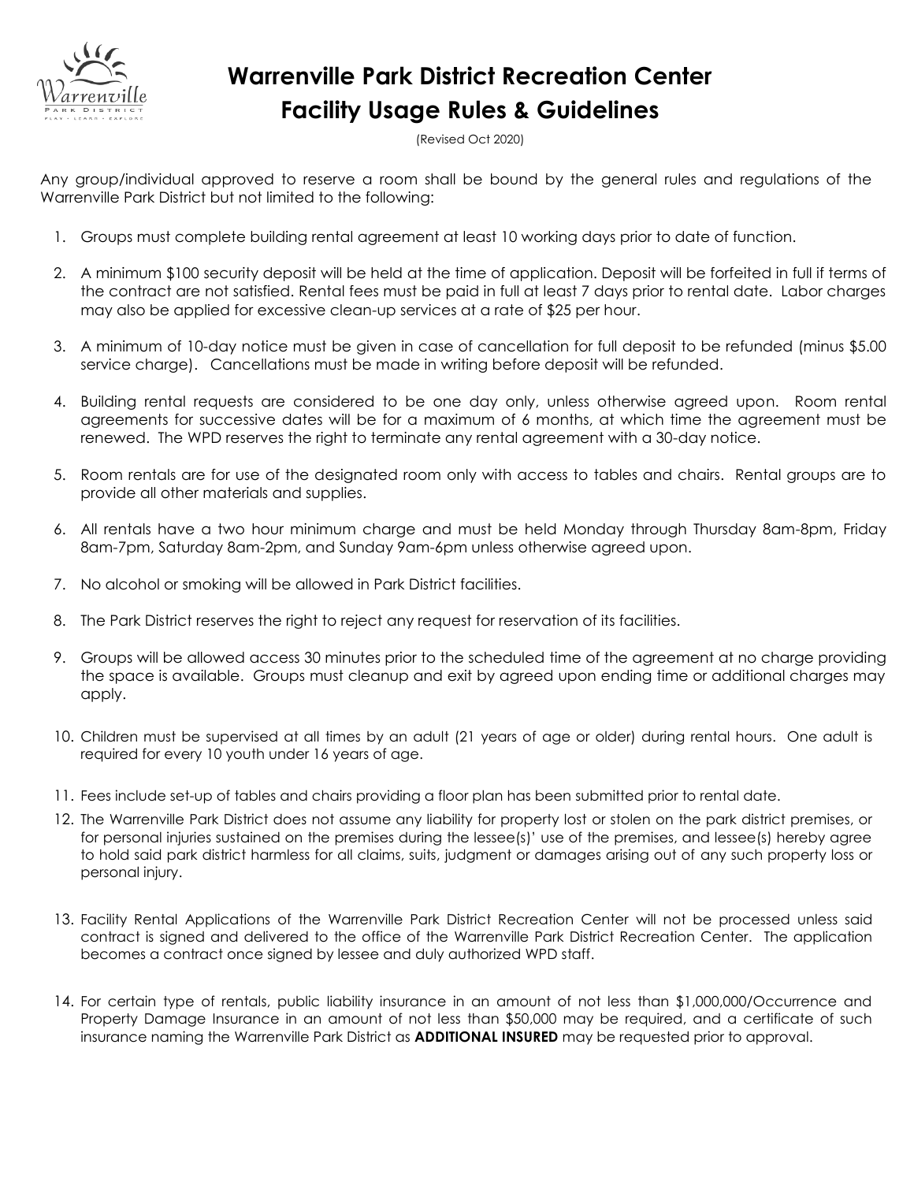# Warrenville Park District Recreation Center
# Facility Usage Rules & Guidelines

(Revised Oct 2020)

Any group/individual approved to reserve a room shall be bound by the general rules and regulations of the Warrenville Park District but not limited to the following:

1. Groups must complete building rental agreement at least 10 working days prior to date of function.

2. A minimum $100 security deposit will be held at the time of application. Deposit will be forfeited in full if terms of the contract are not satisfied. Rental fees must be paid in full at least 7 days prior to rental date. Labor charges may also be applied for excessive clean-up services at a rate of $25 per hour.

3. A minimum of 10-day notice must be given in case of cancellation for full deposit to be refunded (minus $5.00 service charge). Cancellations must be made in writing before deposit will be refunded.

4. Building rental requests are considered to be one day only, unless otherwise agreed upon. Room rental agreements for successive dates will be for a maximum of 6 months, at which time the agreement must be renewed. The WPD reserves the right to terminate any rental agreement with a 30-day notice.

5. Room rentals are for use of the designated room only with access to tables and chairs. Rental groups are to provide all other materials and supplies.

6. All rentals have a two hour minimum charge and must be held Monday through Thursday 8am-8pm, Friday 8am-7pm, Saturday 8am-2pm, and Sunday 9am-6pm unless otherwise agreed upon.

7. No alcohol or smoking will be allowed in Park District facilities.

8. The Park District reserves the right to reject any request for reservation of its facilities.

9. Groups will be allowed access 30 minutes prior to the scheduled time of the agreement at no charge providing the space is available. Groups must cleanup and exit by agreed upon ending time or additional charges may apply.

10. Children must be supervised at all times by an adult (21 years of age or older) during rental hours. One adult is required for every 10 youth under 16 years of age.

11. Fees include set-up of tables and chairs providing a floor plan has been submitted prior to rental date.

12. The Warrenville Park District does not assume any liability for property lost or stolen on the park district premises, or for personal injuries sustained on the premises during the lessee(s)' use of the premises, and lessee(s) hereby agree to hold said park district harmless for all claims, suits, judgment or damages arising out of any such property loss or personal injury.

13. Facility Rental Applications of the Warrenville Park District Recreation Center will not be processed unless said contract is signed and delivered to the office of the Warrenville Park District Recreation Center. The application becomes a contract once signed by lessee and duly authorized WPD staff.

14. For certain type of rentals, public liability insurance in an amount of not less than $1,000,000/Occurrence and Property Damage Insurance in an amount of not less than $50,000 may be required, and a certificate of such insurance naming the Warrenville Park District as **ADDITIONAL INSURED** may be requested prior to approval.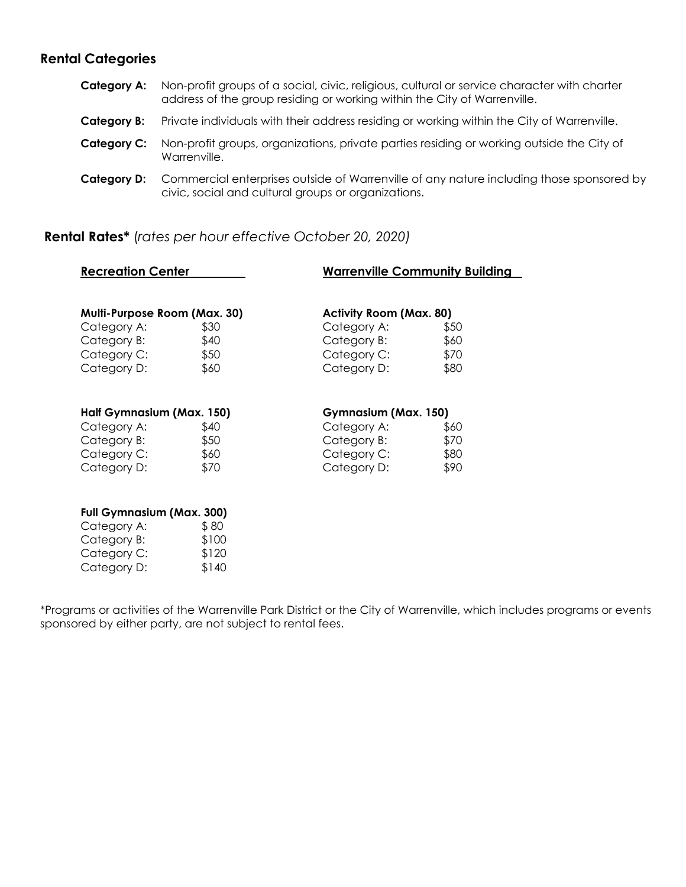## Rental Categories

**Category A:** Non-profit groups of a social, civic, religious, cultural or service character with charter address of the group residing or working within the City of Warrenville.

**Category B:** Private individuals with their address residing or working within the City of Warrenville.

**Category C:** Non-profit groups, organizations, private parties residing or working outside the City of Warrenville.

**Category D:** Commercial enterprises outside of Warrenville of any nature including those sponsored by civic, social and cultural groups or organizations.

## Rental Rates* (*rates per hour effective October 20, 2020)*

### Recreation Center

**Multi-Purpose Room (Max. 30)**

| | |
|---|---|
| Category A: | $30 |
| Category B: | $40 |
| Category C: | $50 |
| Category D: | $60 |

**Half Gymnasium (Max. 150)**

| | |
|---|---|
| Category A: | $40 |
| Category B: | $50 |
| Category C: | $60 |
| Category D: | $70 |

**Full Gymnasium (Max. 300)**

| | |
|---|---|
| Category A: | $ 80 |
| Category B: | $100 |
| Category C: | $120 |
| Category D: | $140 |

### Warrenville Community Building

**Activity Room (Max. 80)**

| | |
|---|---|
| Category A: | $50 |
| Category B: | $60 |
| Category C: | $70 |
| Category D: | $80 |

**Gymnasium (Max. 150)**

| | |
|---|---|
| Category A: | $60 |
| Category B: | $70 |
| Category C: | $80 |
| Category D: | $90 |

*Programs or activities of the Warrenville Park District or the City of Warrenville, which includes programs or events sponsored by either party, are not subject to rental fees.